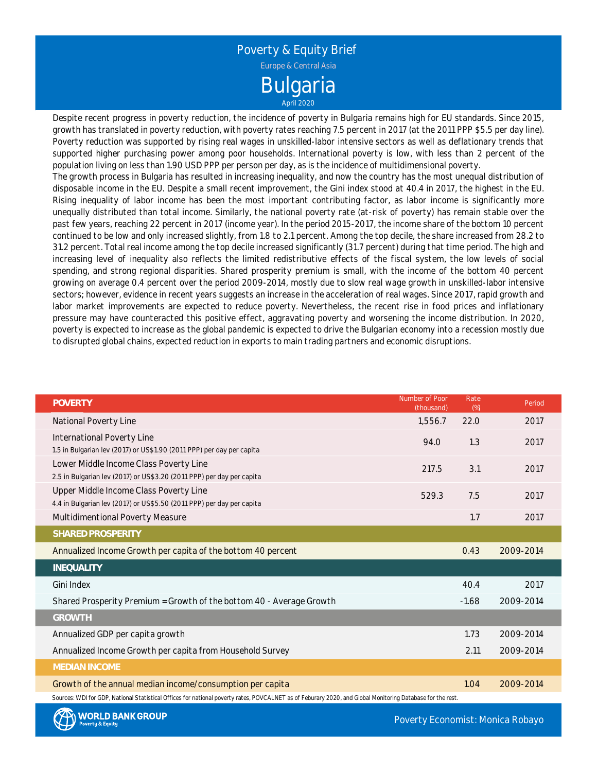# Poverty & Equity Brief

Europe & Central Asia

# Bulgaria

April 2020

Despite recent progress in poverty reduction, the incidence of poverty in Bulgaria remains high for EU standards. Since 2015, growth has translated in poverty reduction, with poverty rates reaching 7.5 percent in 2017 (at the 2011 PPP $5.5 per day line). Poverty reduction was supported by rising real wages in unskilled-labor intensive sectors as well as deflationary trends that supported higher purchasing power among poor households. International poverty is low, with less than 2 percent of the population living on less than 1.90 USD PPP per person per day, as is the incidence of multidimensional poverty.

The growth process in Bulgaria has resulted in increasing inequality, and now the country has the most unequal distribution of disposable income in the EU. Despite a small recent improvement, the Gini index stood at 40.4 in 2017, the highest in the EU. Rising inequality of labor income has been the most important contributing factor, as labor income is significantly more unequally distributed than total income. Similarly, the national poverty rate (at-risk of poverty) has remain stable over the past few years, reaching 22 percent in 2017 (income year). In the period 2015-2017, the income share of the bottom 10 percent continued to be low and only increased slightly, from 1.8 to 2.1 percent. Among the top decile, the share increased from 28.2 to 31.2 percent. Total real income among the top decile increased significantly (31.7 percent) during that time period. The high and increasing level of inequality also reflects the limited redistributive effects of the fiscal system, the low levels of social spending, and strong regional disparities. Shared prosperity premium is small, with the income of the bottom 40 percent growing on average 0.4 percent over the period 2009-2014, mostly due to slow real wage growth in unskilled-labor intensive sectors; however, evidence in recent years suggests an increase in the acceleration of real wages. Since 2017, rapid growth and labor market improvements are expected to reduce poverty. Nevertheless, the recent rise in food prices and inflationary pressure may have counteracted this positive effect, aggravating poverty and worsening the income distribution. In 2020, poverty is expected to increase as the global pandemic is expected to drive the Bulgarian economy into a recession mostly due to disrupted global chains, expected reduction in exports to main trading partners and economic disruptions.

| POVERTY | Number of Poor (thousand) | Rate (%) | Period |
|---|---|---|---|
| National Poverty Line | 1,556.7 | 22.0 | 2017 |
| International Poverty Line<br>1.5 in Bulgarian lev (2017) or US$1.90 (2011 PPP) per day per capita | 94.0 | 1.3 | 2017 |
| Lower Middle Income Class Poverty Line<br>2.5 in Bulgarian lev (2017) or US$3.20 (2011 PPP) per day per capita | 217.5 | 3.1 | 2017 |
| Upper Middle Income Class Poverty Line<br>4.4 in Bulgarian lev (2017) or US$5.50 (2011 PPP) per day per capita | 529.3 | 7.5 | 2017 |
| Multidimentional Poverty Measure | | 1.7 | 2017 |
| **SHARED PROSPERITY** | | | |
| Annualized Income Growth per capita of the bottom 40 percent | | 0.43 | 2009-2014 |
| **INEQUALITY** | | | |
| Gini Index | | 40.4 | 2017 |
| Shared Prosperity Premium = Growth of the bottom 40 - Average Growth | | -1.68 | 2009-2014 |
| **GROWTH** | | | |
| Annualized GDP per capita growth | | 1.73 | 2009-2014 |
| Annualized Income Growth per capita from Household Survey | | 2.11 | 2009-2014 |
| **MEDIAN INCOME** | | | |
| Growth of the annual median income/consumption per capita | | 1.04 | 2009-2014 |

Sources: WDI for GDP, National Statistical Offices for national poverty rates, POVCALNET as of Feburary 2020, and Global Monitoring Database for the rest.

WORLD BANK GROUP Poverty & Equity

Poverty Economist: Monica Robayo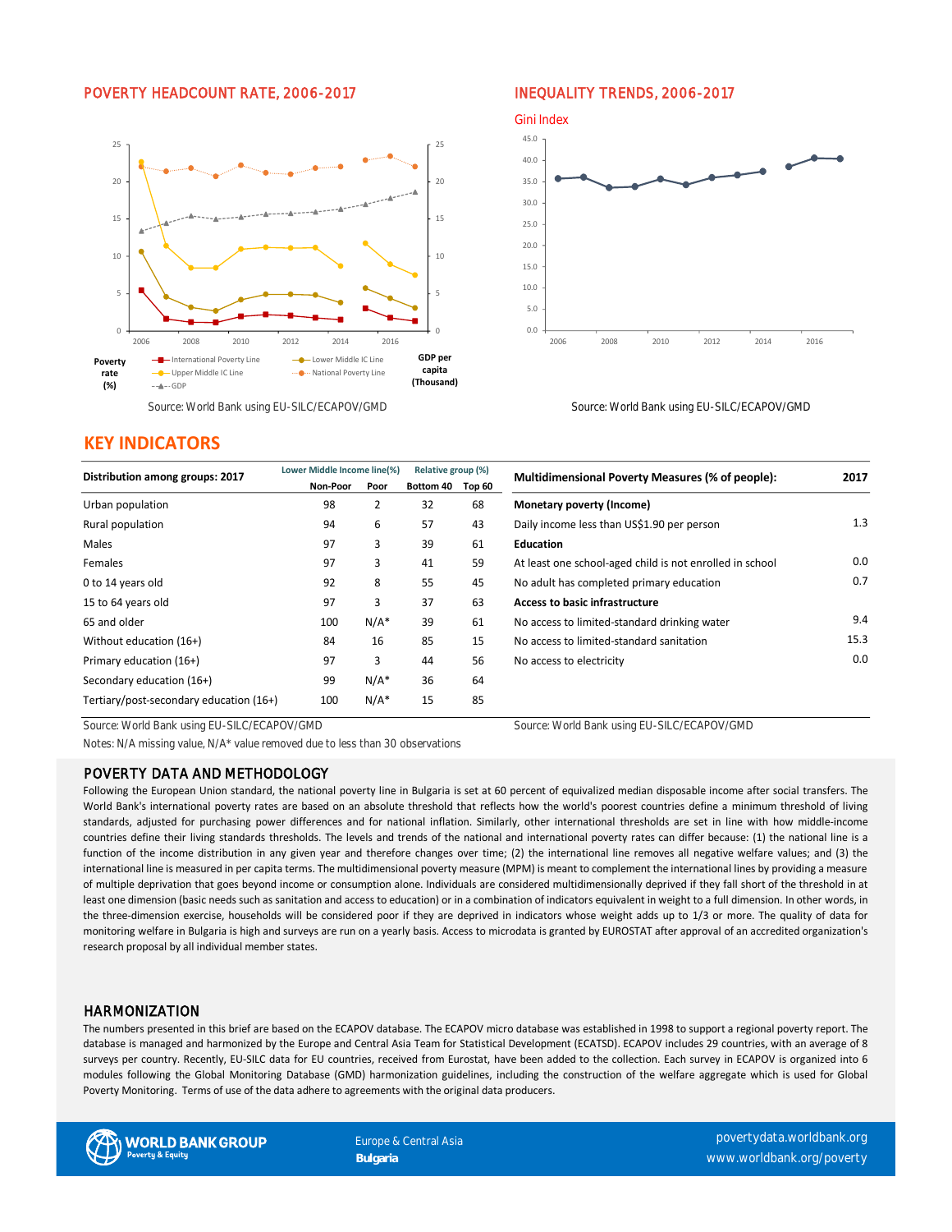## POVERTY HEADCOUNT RATE, 2006-2017

25
20
15
10
5
0
2006 2008 2010 2012 2014 2016

Poverty rate (%)

International Poverty Line
Lower Middle IC Line
Upper Middle IC Line
National Poverty Line
GDP

GDP per capita (Thousand)

Source: World Bank using EU-SILC/ECAPOV/GMD

## INEQUALITY TRENDS, 2006-2017

Gini Index

45.0
40.0
35.0
30.0
25.0
20.0
15.0
10.0
5.0
0.0
2006 2008 2010 2012 2014 2016

Source: World Bank using EU-SILC/ECAPOV/GMD

## KEY INDICATORS

| Distribution among groups: 2017 | Lower Middle Income line(%) | | Relative group (%) | |
|---|---|---|---|---|
| | Non-Poor | Poor | Bottom 40 | Top 60 |
| Urban population | 98 | 2 | 32 | 68 |
| Rural population | 94 | 6 | 57 | 43 |
| Males | 97 | 3 | 39 | 61 |
| Females | 97 | 3 | 41 | 59 |
| 0 to 14 years old | 92 | 8 | 55 | 45 |
| 15 to 64 years old | 97 | 3 | 37 | 63 |
| 65 and older | 100 | N/A* | 39 | 61 |
| Without education (16+) | 84 | 16 | 85 | 15 |
| Primary education (16+) | 97 | 3 | 44 | 56 |
| Secondary education (16+) | 99 | N/A* | 36 | 64 |
| Tertiary/post-secondary education (16+) | 100 | N/A* | 15 | 85 |

Source: World Bank using EU-SILC/ECAPOV/GMD

Notes: N/A missing value, N/A* value removed due to less than 30 observations

| Multidimensional Poverty Measures (% of people): | 2017 |
|---|---|
| **Monetary poverty (Income)** | |
| Daily income less than US$1.90 per person | 1.3 |
| **Education** | |
| At least one school-aged child is not enrolled in school | 0.0 |
| No adult has completed primary education | 0.7 |
| **Access to basic infrastructure** | |
| No access to limited-standard drinking water | 9.4 |
| No access to limited-standard sanitation | 15.3 |
| No access to electricity | 0.0 |

Source: World Bank using EU-SILC/ECAPOV/GMD

## POVERTY DATA AND METHODOLOGY

Following the European Union standard, the national poverty line in Bulgaria is set at 60 percent of equivalized median disposable income after social transfers. The World Bank's international poverty rates are based on an absolute threshold that reflects how the world's poorest countries define a minimum threshold of living standards, adjusted for purchasing power differences and for national inflation. Similarly, other international thresholds are set in line with how middle-income countries define their living standards thresholds. The levels and trends of the national and international poverty rates can differ because: (1) the national line is a function of the income distribution in any given year and therefore changes over time; (2) the international line removes all negative welfare values; and (3) the international line is measured in per capita terms. The multidimensional poverty measure (MPM) is meant to complement the international lines by providing a measure of multiple deprivation that goes beyond income or consumption alone. Individuals are considered multidimensionally deprived if they fall short of the threshold in at least one dimension (basic needs such as sanitation and access to education) or in a combination of indicators equivalent in weight to a full dimension. In other words, in the three-dimension exercise, households will be considered poor if they are deprived in indicators whose weight adds up to 1/3 or more. The quality of data for monitoring welfare in Bulgaria is high and surveys are run on a yearly basis. Access to microdata is granted by EUROSTAT after approval of an accredited organization's research proposal by all individual member states.

## HARMONIZATION

The numbers presented in this brief are based on the ECAPOV database. The ECAPOV micro database was established in 1998 to support a regional poverty report. The database is managed and harmonized by the Europe and Central Asia Team for Statistical Development (ECATSD). ECAPOV includes 29 countries, with an average of 8 surveys per country. Recently, EU-SILC data for EU countries, received from Eurostat, have been added to the collection. Each survey in ECAPOV is organized into 6 modules following the Global Monitoring Database (GMD) harmonization guidelines, including the construction of the welfare aggregate which is used for Global Poverty Monitoring. Terms of use of the data adhere to agreements with the original data producers.

WORLD BANK GROUP Poverty & Equity

Europe & Central Asia
**Bulgaria**

povertydata.worldbank.org
www.worldbank.org/poverty